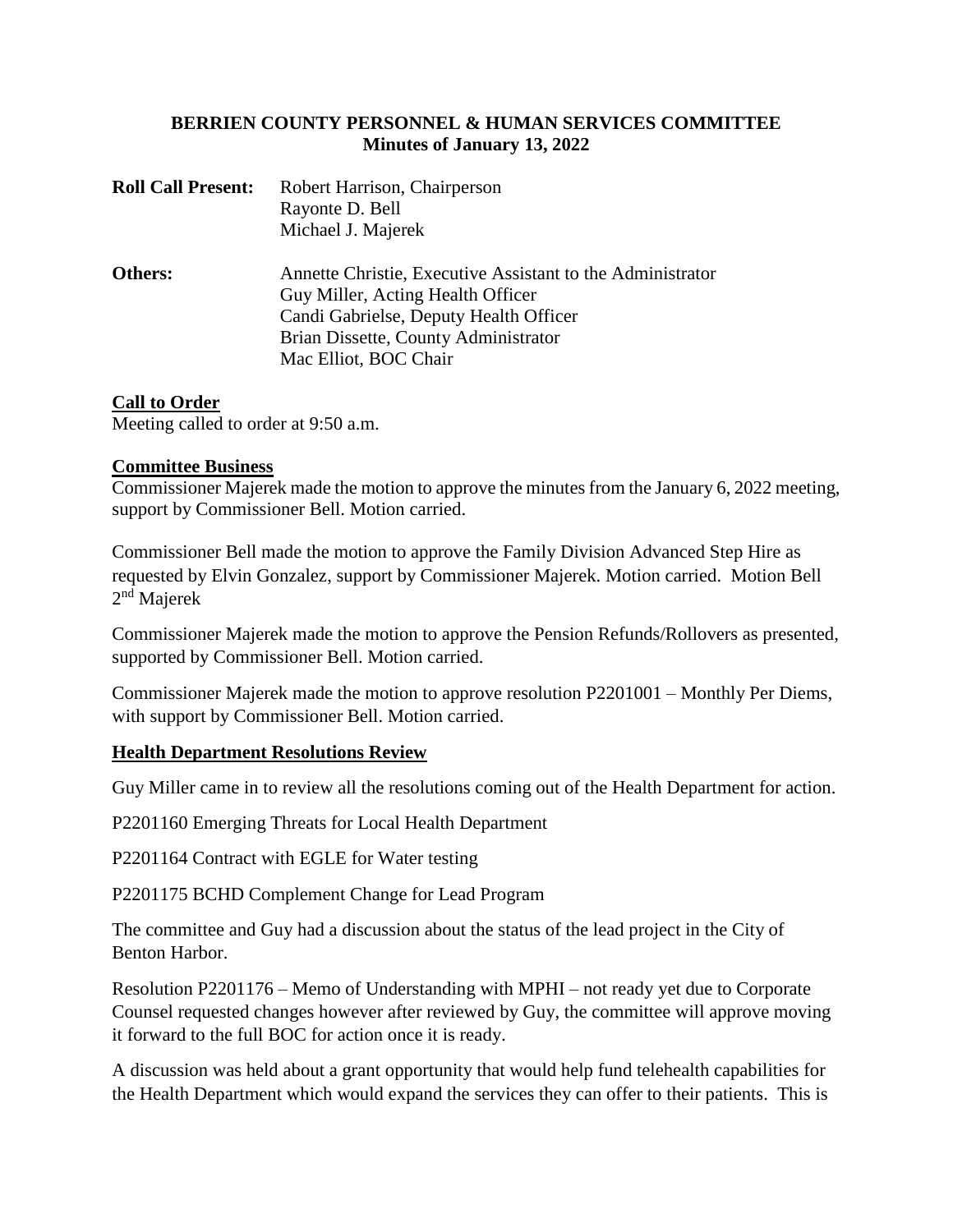# BERRIEN COUNTY PERSONNEL & HUMAN SERVICES COMMITTEE
## Minutes of January 13, 2022

| | |
|---|---|
| **Roll Call Present:** | Robert Harrison, Chairperson<br>Rayonte D. Bell<br>Michael J. Majerek |
| **Others:** | Annette Christie, Executive Assistant to the Administrator<br>Guy Miller, Acting Health Officer<br>Candi Gabrielse, Deputy Health Officer<br>Brian Dissette, County Administrator<br>Mac Elliot, BOC Chair |

### Call to Order

Meeting called to order at 9:50 a.m.

### Committee Business

Commissioner Majerek made the motion to approve the minutes from the January 6, 2022 meeting, support by Commissioner Bell. Motion carried.

Commissioner Bell made the motion to approve the Family Division Advanced Step Hire as requested by Elvin Gonzalez, support by Commissioner Majerek. Motion carried. Motion Bell 2nd Majerek

Commissioner Majerek made the motion to approve the Pension Refunds/Rollovers as presented, supported by Commissioner Bell. Motion carried.

Commissioner Majerek made the motion to approve resolution P2201001 – Monthly Per Diems, with support by Commissioner Bell. Motion carried.

### Health Department Resolutions Review

Guy Miller came in to review all the resolutions coming out of the Health Department for action.

P2201160 Emerging Threats for Local Health Department

P2201164 Contract with EGLE for Water testing

P2201175 BCHD Complement Change for Lead Program

The committee and Guy had a discussion about the status of the lead project in the City of Benton Harbor.

Resolution P2201176 – Memo of Understanding with MPHI – not ready yet due to Corporate Counsel requested changes however after reviewed by Guy, the committee will approve moving it forward to the full BOC for action once it is ready.

A discussion was held about a grant opportunity that would help fund telehealth capabilities for the Health Department which would expand the services they can offer to their patients. This is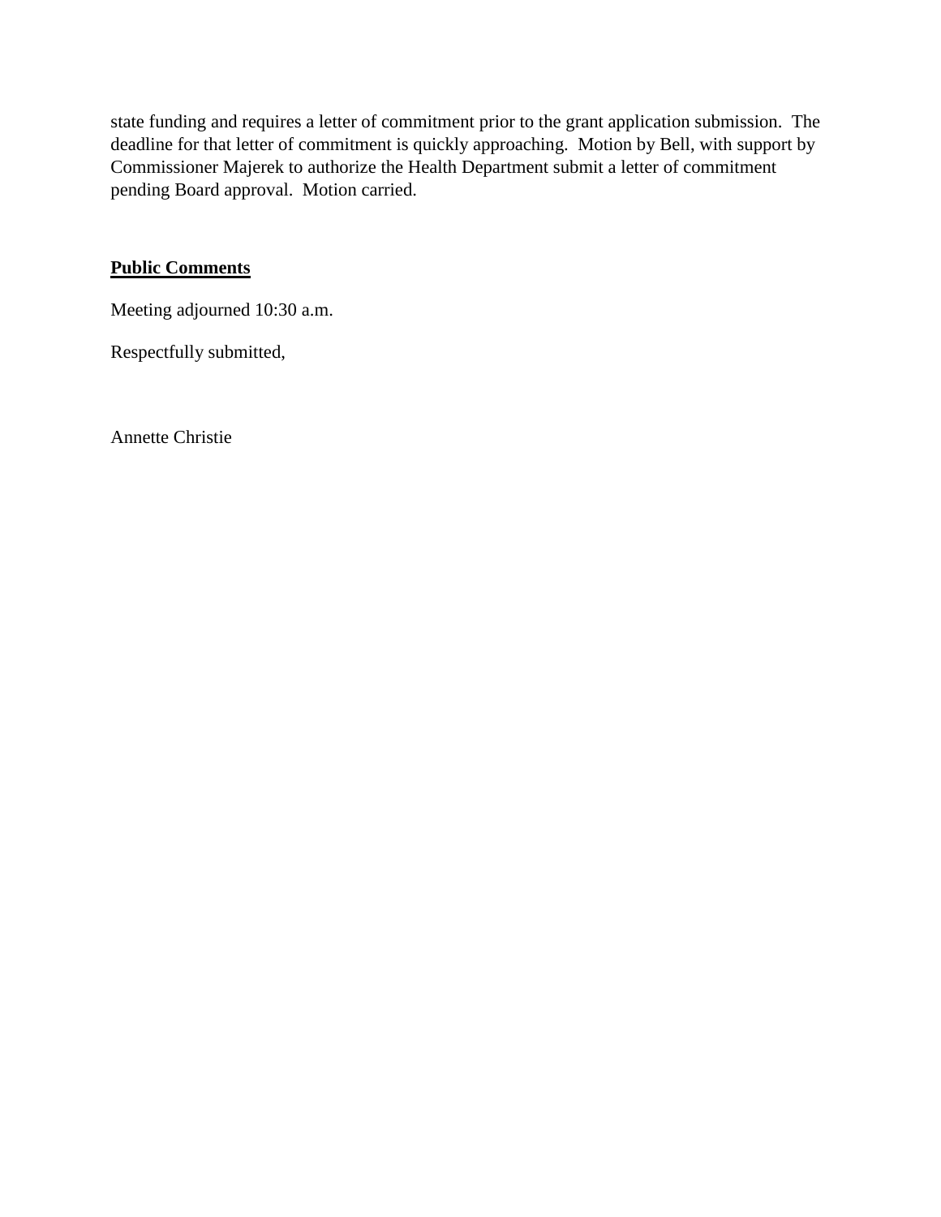state funding and requires a letter of commitment prior to the grant application submission. The deadline for that letter of commitment is quickly approaching. Motion by Bell, with support by Commissioner Majerek to authorize the Health Department submit a letter of commitment pending Board approval. Motion carried.

**Public Comments**

Meeting adjourned 10:30 a.m.

Respectfully submitted,

Annette Christie